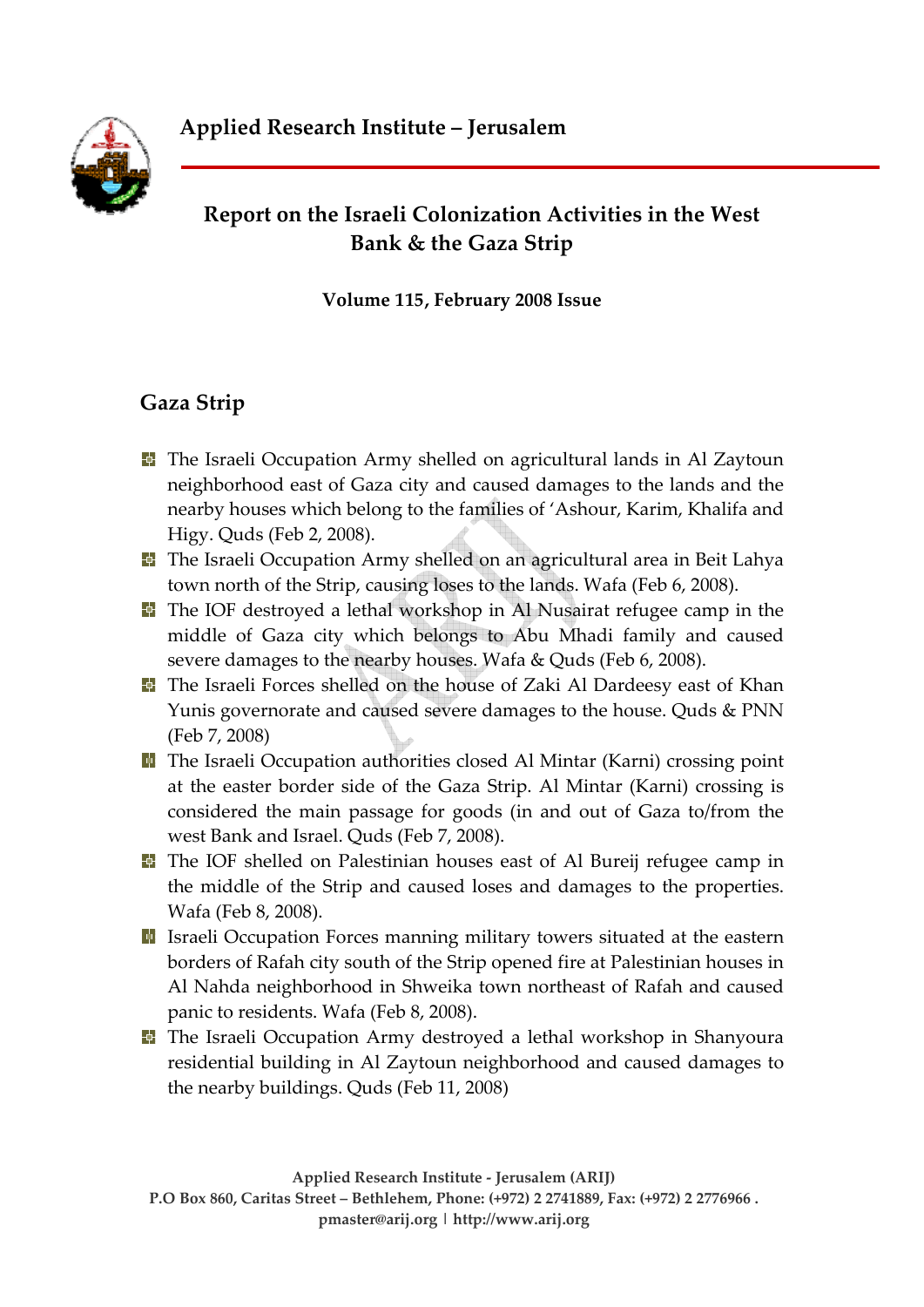# Applied Research Institute – Jerusalem

## Report on the Israeli Colonization Activities in the West Bank & the Gaza Strip

**Volume 115, February 2008 Issue**

## Gaza Strip

- The Israeli Occupation Army shelled on agricultural lands in Al Zaytoun neighborhood east of Gaza city and caused damages to the lands and the nearby houses which belong to the families of 'Ashour, Karim, Khalifa and Higy. Quds (Feb 2, 2008).
- The Israeli Occupation Army shelled on an agricultural area in Beit Lahya town north of the Strip, causing loses to the lands. Wafa (Feb 6, 2008).
- The IOF destroyed a lethal workshop in Al Nusairat refugee camp in the middle of Gaza city which belongs to Abu Mhadi family and caused severe damages to the nearby houses. Wafa & Quds (Feb 6, 2008).
- The Israeli Forces shelled on the house of Zaki Al Dardeesy east of Khan Yunis governorate and caused severe damages to the house. Quds & PNN (Feb 7, 2008)
- The Israeli Occupation authorities closed Al Mintar (Karni) crossing point at the easter border side of the Gaza Strip. Al Mintar (Karni) crossing is considered the main passage for goods (in and out of Gaza to/from the west Bank and Israel. Quds (Feb 7, 2008).
- The IOF shelled on Palestinian houses east of Al Bureij refugee camp in the middle of the Strip and caused loses and damages to the properties. Wafa (Feb 8, 2008).
- Israeli Occupation Forces manning military towers situated at the eastern borders of Rafah city south of the Strip opened fire at Palestinian houses in Al Nahda neighborhood in Shweika town northeast of Rafah and caused panic to residents. Wafa (Feb 8, 2008).
- The Israeli Occupation Army destroyed a lethal workshop in Shanyoura residential building in Al Zaytoun neighborhood and caused damages to the nearby buildings. Quds (Feb 11, 2008)

Applied Research Institute - Jerusalem (ARIJ)
P.O Box 860, Caritas Street – Bethlehem, Phone: (+972) 2 2741889, Fax: (+972) 2 2776966 .
pmaster@arij.org | http://www.arij.org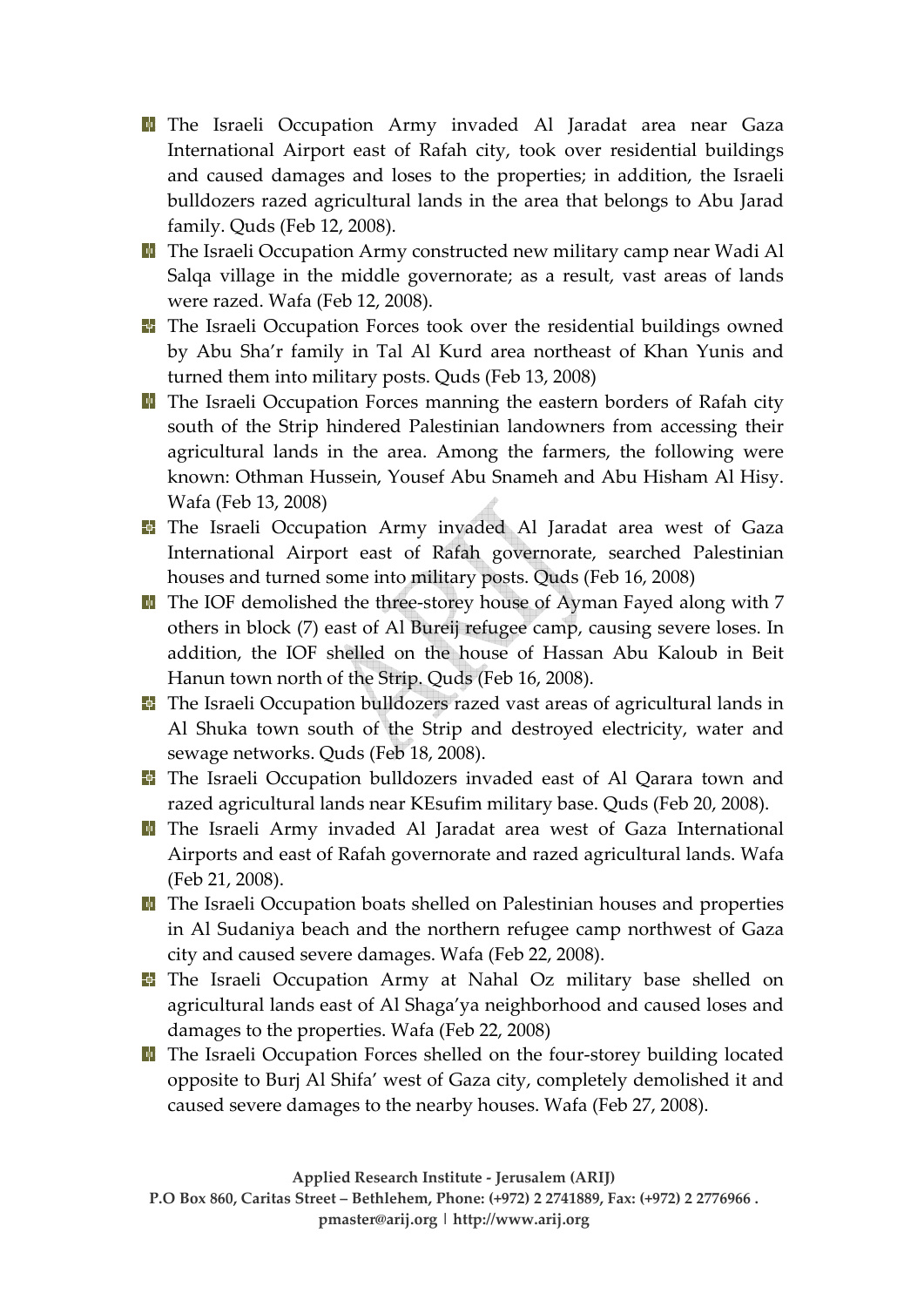- The Israeli Occupation Army invaded Al Jaradat area near Gaza International Airport east of Rafah city, took over residential buildings and caused damages and loses to the properties; in addition, the Israeli bulldozers razed agricultural lands in the area that belongs to Abu Jarad family. Quds (Feb 12, 2008).
- The Israeli Occupation Army constructed new military camp near Wadi Al Salqa village in the middle governorate; as a result, vast areas of lands were razed. Wafa (Feb 12, 2008).
- The Israeli Occupation Forces took over the residential buildings owned by Abu Sha'r family in Tal Al Kurd area northeast of Khan Yunis and turned them into military posts. Quds (Feb 13, 2008)
- The Israeli Occupation Forces manning the eastern borders of Rafah city south of the Strip hindered Palestinian landowners from accessing their agricultural lands in the area. Among the farmers, the following were known: Othman Hussein, Yousef Abu Snameh and Abu Hisham Al Hisy. Wafa (Feb 13, 2008)
- The Israeli Occupation Army invaded Al Jaradat area west of Gaza International Airport east of Rafah governorate, searched Palestinian houses and turned some into military posts. Quds (Feb 16, 2008)
- The IOF demolished the three-storey house of Ayman Fayed along with 7 others in block (7) east of Al Bureij refugee camp, causing severe loses. In addition, the IOF shelled on the house of Hassan Abu Kaloub in Beit Hanun town north of the Strip. Quds (Feb 16, 2008).
- The Israeli Occupation bulldozers razed vast areas of agricultural lands in Al Shuka town south of the Strip and destroyed electricity, water and sewage networks. Quds (Feb 18, 2008).
- The Israeli Occupation bulldozers invaded east of Al Qarara town and razed agricultural lands near KEsufim military base. Quds (Feb 20, 2008).
- The Israeli Army invaded Al Jaradat area west of Gaza International Airports and east of Rafah governorate and razed agricultural lands. Wafa (Feb 21, 2008).
- The Israeli Occupation boats shelled on Palestinian houses and properties in Al Sudaniya beach and the northern refugee camp northwest of Gaza city and caused severe damages. Wafa (Feb 22, 2008).
- The Israeli Occupation Army at Nahal Oz military base shelled on agricultural lands east of Al Shaga'ya neighborhood and caused loses and damages to the properties. Wafa (Feb 22, 2008)
- The Israeli Occupation Forces shelled on the four-storey building located opposite to Burj Al Shifa' west of Gaza city, completely demolished it and caused severe damages to the nearby houses. Wafa (Feb 27, 2008).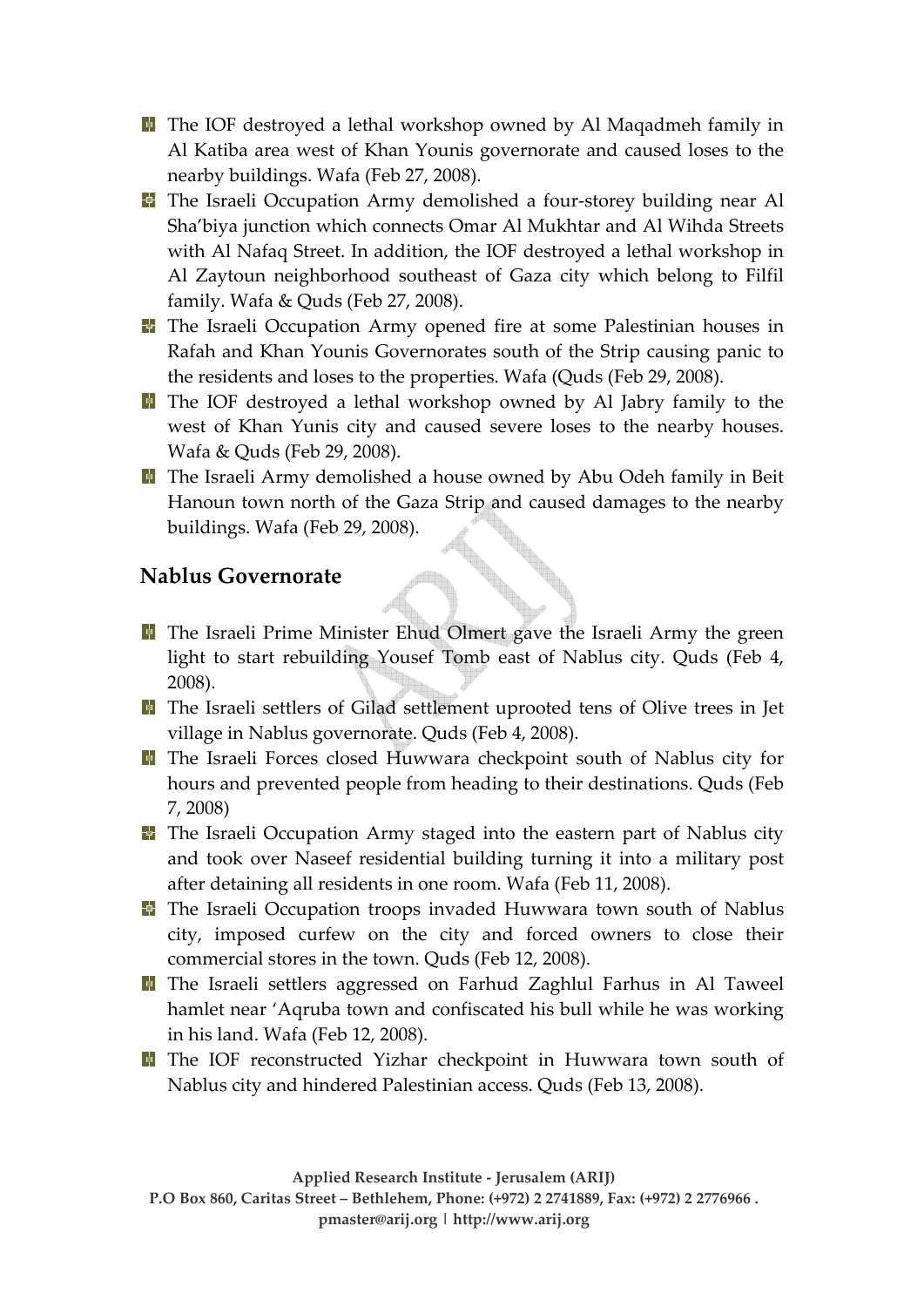- The IOF destroyed a lethal workshop owned by Al Maqadmeh family in Al Katiba area west of Khan Younis governorate and caused loses to the nearby buildings. Wafa (Feb 27, 2008).
- The Israeli Occupation Army demolished a four-storey building near Al Sha'biya junction which connects Omar Al Mukhtar and Al Wihda Streets with Al Nafaq Street. In addition, the IOF destroyed a lethal workshop in Al Zaytoun neighborhood southeast of Gaza city which belong to Filfil family. Wafa & Quds (Feb 27, 2008).
- The Israeli Occupation Army opened fire at some Palestinian houses in Rafah and Khan Younis Governorates south of the Strip causing panic to the residents and loses to the properties. Wafa (Quds (Feb 29, 2008).
- The IOF destroyed a lethal workshop owned by Al Jabry family to the west of Khan Yunis city and caused severe loses to the nearby houses. Wafa & Quds (Feb 29, 2008).
- The Israeli Army demolished a house owned by Abu Odeh family in Beit Hanoun town north of the Gaza Strip and caused damages to the nearby buildings. Wafa (Feb 29, 2008).

## Nablus Governorate

- The Israeli Prime Minister Ehud Olmert gave the Israeli Army the green light to start rebuilding Yousef Tomb east of Nablus city. Quds (Feb 4, 2008).
- The Israeli settlers of Gilad settlement uprooted tens of Olive trees in Jet village in Nablus governorate. Quds (Feb 4, 2008).
- The Israeli Forces closed Huwwara checkpoint south of Nablus city for hours and prevented people from heading to their destinations. Quds (Feb 7, 2008)
- The Israeli Occupation Army staged into the eastern part of Nablus city and took over Naseef residential building turning it into a military post after detaining all residents in one room. Wafa (Feb 11, 2008).
- The Israeli Occupation troops invaded Huwwara town south of Nablus city, imposed curfew on the city and forced owners to close their commercial stores in the town. Quds (Feb 12, 2008).
- The Israeli settlers aggressed on Farhud Zaghlul Farhus in Al Taweel hamlet near 'Aqruba town and confiscated his bull while he was working in his land. Wafa (Feb 12, 2008).
- The IOF reconstructed Yizhar checkpoint in Huwwara town south of Nablus city and hindered Palestinian access. Quds (Feb 13, 2008).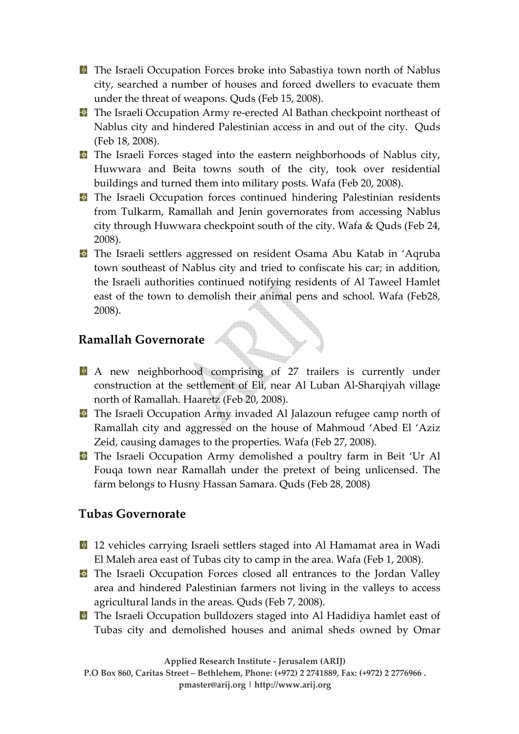- The Israeli Occupation Forces broke into Sabastiya town north of Nablus city, searched a number of houses and forced dwellers to evacuate them under the threat of weapons. Quds (Feb 15, 2008).
- The Israeli Occupation Army re-erected Al Bathan checkpoint northeast of Nablus city and hindered Palestinian access in and out of the city. Quds (Feb 18, 2008).
- The Israeli Forces staged into the eastern neighborhoods of Nablus city, Huwwara and Beita towns south of the city, took over residential buildings and turned them into military posts. Wafa (Feb 20, 2008).
- The Israeli Occupation forces continued hindering Palestinian residents from Tulkarm, Ramallah and Jenin governorates from accessing Nablus city through Huwwara checkpoint south of the city. Wafa & Quds (Feb 24, 2008).
- The Israeli settlers aggressed on resident Osama Abu Katab in 'Aqruba town southeast of Nablus city and tried to confiscate his car; in addition, the Israeli authorities continued notifying residents of Al Taweel Hamlet east of the town to demolish their animal pens and school. Wafa (Feb28, 2008).

## Ramallah Governorate

- A new neighborhood comprising of 27 trailers is currently under construction at the settlement of Eli, near Al Luban Al-Sharqiyah village north of Ramallah. Haaretz (Feb 20, 2008).
- The Israeli Occupation Army invaded Al Jalazoun refugee camp north of Ramallah city and aggressed on the house of Mahmoud 'Abed El 'Aziz Zeid, causing damages to the properties. Wafa (Feb 27, 2008).
- The Israeli Occupation Army demolished a poultry farm in Beit 'Ur Al Fouqa town near Ramallah under the pretext of being unlicensed. The farm belongs to Husny Hassan Samara. Quds (Feb 28, 2008)

## Tubas Governorate

- 12 vehicles carrying Israeli settlers staged into Al Hamamat area in Wadi El Maleh area east of Tubas city to camp in the area. Wafa (Feb 1, 2008).
- The Israeli Occupation Forces closed all entrances to the Jordan Valley area and hindered Palestinian farmers not living in the valleys to access agricultural lands in the areas. Quds (Feb 7, 2008).
- The Israeli Occupation bulldozers staged into Al Hadidiya hamlet east of Tubas city and demolished houses and animal sheds owned by Omar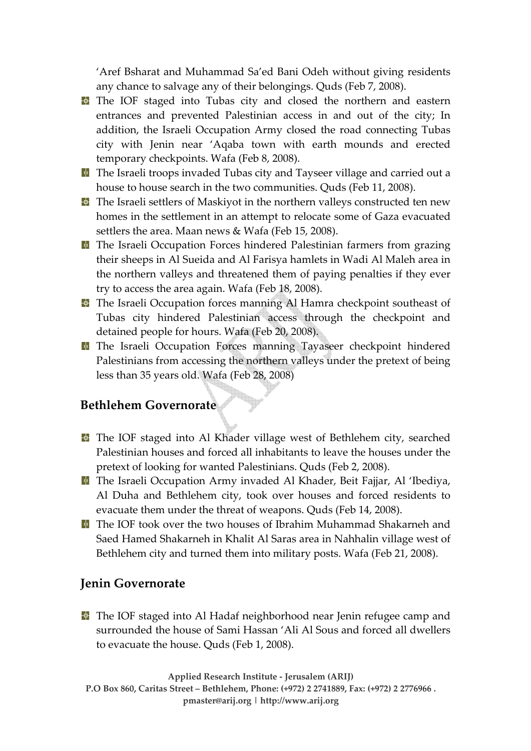'Aref Bsharat and Muhammad Sa'ed Bani Odeh without giving residents any chance to salvage any of their belongings. Quds (Feb 7, 2008).

- The IOF staged into Tubas city and closed the northern and eastern entrances and prevented Palestinian access in and out of the city; In addition, the Israeli Occupation Army closed the road connecting Tubas city with Jenin near 'Aqaba town with earth mounds and erected temporary checkpoints. Wafa (Feb 8, 2008).
- The Israeli troops invaded Tubas city and Tayseer village and carried out a house to house search in the two communities. Quds (Feb 11, 2008).
- The Israeli settlers of Maskiyot in the northern valleys constructed ten new homes in the settlement in an attempt to relocate some of Gaza evacuated settlers the area. Maan news & Wafa (Feb 15, 2008).
- The Israeli Occupation Forces hindered Palestinian farmers from grazing their sheeps in Al Sueida and Al Farisya hamlets in Wadi Al Maleh area in the northern valleys and threatened them of paying penalties if they ever try to access the area again. Wafa (Feb 18, 2008).
- The Israeli Occupation forces manning Al Hamra checkpoint southeast of Tubas city hindered Palestinian access through the checkpoint and detained people for hours. Wafa (Feb 20, 2008).
- The Israeli Occupation Forces manning Tayaseer checkpoint hindered Palestinians from accessing the northern valleys under the pretext of being less than 35 years old. Wafa (Feb 28, 2008)

## Bethlehem Governorate

- The IOF staged into Al Khader village west of Bethlehem city, searched Palestinian houses and forced all inhabitants to leave the houses under the pretext of looking for wanted Palestinians. Quds (Feb 2, 2008).
- The Israeli Occupation Army invaded Al Khader, Beit Fajjar, Al 'Ibediya, Al Duha and Bethlehem city, took over houses and forced residents to evacuate them under the threat of weapons. Quds (Feb 14, 2008).
- The IOF took over the two houses of Ibrahim Muhammad Shakarneh and Saed Hamed Shakarneh in Khalit Al Saras area in Nahhalin village west of Bethlehem city and turned them into military posts. Wafa (Feb 21, 2008).

## Jenin Governorate

- The IOF staged into Al Hadaf neighborhood near Jenin refugee camp and surrounded the house of Sami Hassan 'Ali Al Sous and forced all dwellers to evacuate the house. Quds (Feb 1, 2008).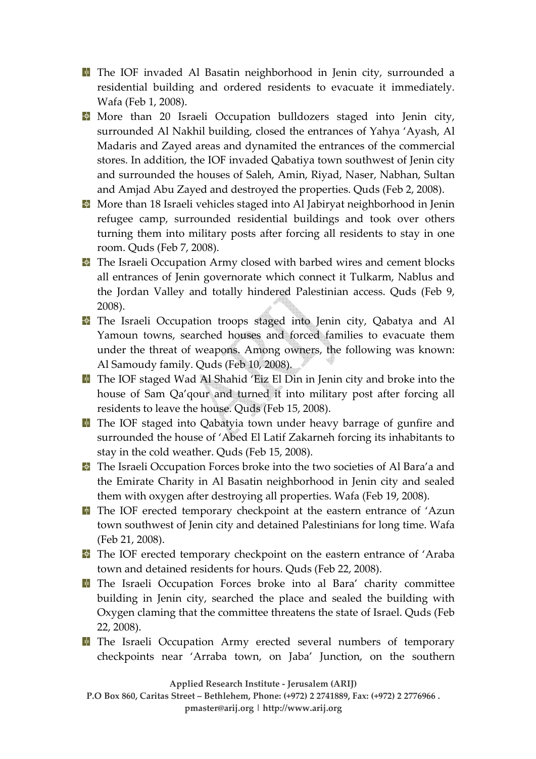- The IOF invaded Al Basatin neighborhood in Jenin city, surrounded a residential building and ordered residents to evacuate it immediately. Wafa (Feb 1, 2008).
- More than 20 Israeli Occupation bulldozers staged into Jenin city, surrounded Al Nakhil building, closed the entrances of Yahya 'Ayash, Al Madaris and Zayed areas and dynamited the entrances of the commercial stores. In addition, the IOF invaded Qabatiya town southwest of Jenin city and surrounded the houses of Saleh, Amin, Riyad, Naser, Nabhan, Sultan and Amjad Abu Zayed and destroyed the properties. Quds (Feb 2, 2008).
- More than 18 Israeli vehicles staged into Al Jabiryat neighborhood in Jenin refugee camp, surrounded residential buildings and took over others turning them into military posts after forcing all residents to stay in one room. Quds (Feb 7, 2008).
- The Israeli Occupation Army closed with barbed wires and cement blocks all entrances of Jenin governorate which connect it Tulkarm, Nablus and the Jordan Valley and totally hindered Palestinian access. Quds (Feb 9, 2008).
- The Israeli Occupation troops staged into Jenin city, Qabatya and Al Yamoun towns, searched houses and forced families to evacuate them under the threat of weapons. Among owners, the following was known: Al Samoudy family. Quds (Feb 10, 2008).
- The IOF staged Wad Al Shahid 'Eiz El Din in Jenin city and broke into the house of Sam Qa'qour and turned it into military post after forcing all residents to leave the house. Quds (Feb 15, 2008).
- The IOF staged into Qabatyia town under heavy barrage of gunfire and surrounded the house of 'Abed El Latif Zakarneh forcing its inhabitants to stay in the cold weather. Quds (Feb 15, 2008).
- The Israeli Occupation Forces broke into the two societies of Al Bara'a and the Emirate Charity in Al Basatin neighborhood in Jenin city and sealed them with oxygen after destroying all properties. Wafa (Feb 19, 2008).
- The IOF erected temporary checkpoint at the eastern entrance of 'Azun town southwest of Jenin city and detained Palestinians for long time. Wafa (Feb 21, 2008).
- The IOF erected temporary checkpoint on the eastern entrance of 'Araba town and detained residents for hours. Quds (Feb 22, 2008).
- The Israeli Occupation Forces broke into al Bara' charity committee building in Jenin city, searched the place and sealed the building with Oxygen claming that the committee threatens the state of Israel. Quds (Feb 22, 2008).
- The Israeli Occupation Army erected several numbers of temporary checkpoints near 'Arraba town, on Jaba' Junction, on the southern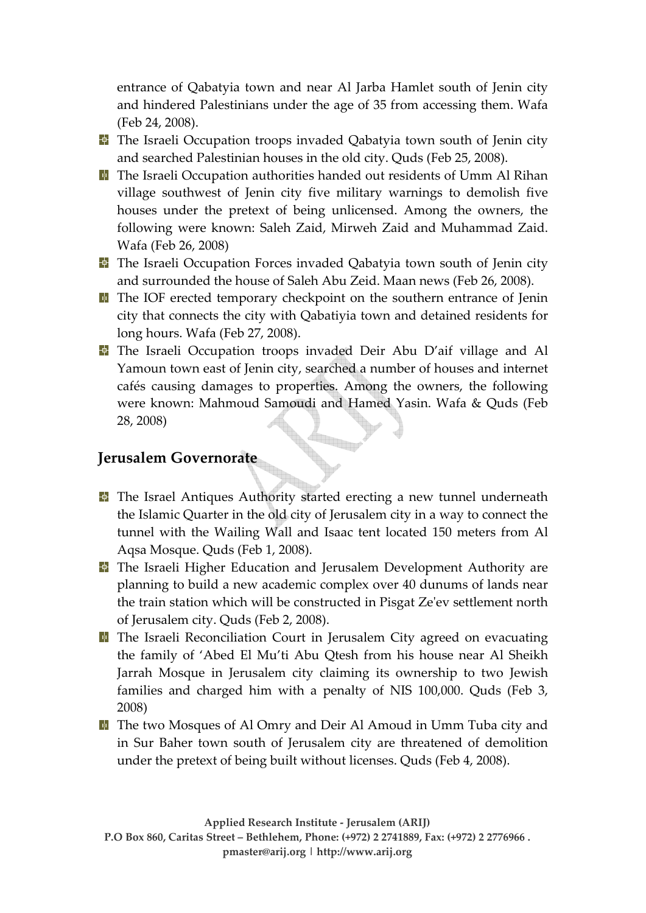entrance of Qabatyia town and near Al Jarba Hamlet south of Jenin city and hindered Palestinians under the age of 35 from accessing them. Wafa (Feb 24, 2008).

- The Israeli Occupation troops invaded Qabatyia town south of Jenin city and searched Palestinian houses in the old city. Quds (Feb 25, 2008).
- The Israeli Occupation authorities handed out residents of Umm Al Rihan village southwest of Jenin city five military warnings to demolish five houses under the pretext of being unlicensed. Among the owners, the following were known: Saleh Zaid, Mirweh Zaid and Muhammad Zaid. Wafa (Feb 26, 2008)
- The Israeli Occupation Forces invaded Qabatyia town south of Jenin city and surrounded the house of Saleh Abu Zeid. Maan news (Feb 26, 2008).
- The IOF erected temporary checkpoint on the southern entrance of Jenin city that connects the city with Qabatiyia town and detained residents for long hours. Wafa (Feb 27, 2008).
- The Israeli Occupation troops invaded Deir Abu D'aif village and Al Yamoun town east of Jenin city, searched a number of houses and internet cafés causing damages to properties. Among the owners, the following were known: Mahmoud Samoudi and Hamed Yasin. Wafa & Quds (Feb 28, 2008)

## Jerusalem Governorate

- The Israel Antiques Authority started erecting a new tunnel underneath the Islamic Quarter in the old city of Jerusalem city in a way to connect the tunnel with the Wailing Wall and Isaac tent located 150 meters from Al Aqsa Mosque. Quds (Feb 1, 2008).
- The Israeli Higher Education and Jerusalem Development Authority are planning to build a new academic complex over 40 dunums of lands near the train station which will be constructed in Pisgat Ze'ev settlement north of Jerusalem city. Quds (Feb 2, 2008).
- The Israeli Reconciliation Court in Jerusalem City agreed on evacuating the family of 'Abed El Mu'ti Abu Qtesh from his house near Al Sheikh Jarrah Mosque in Jerusalem city claiming its ownership to two Jewish families and charged him with a penalty of NIS 100,000. Quds (Feb 3, 2008)
- The two Mosques of Al Omry and Deir Al Amoud in Umm Tuba city and in Sur Baher town south of Jerusalem city are threatened of demolition under the pretext of being built without licenses. Quds (Feb 4, 2008).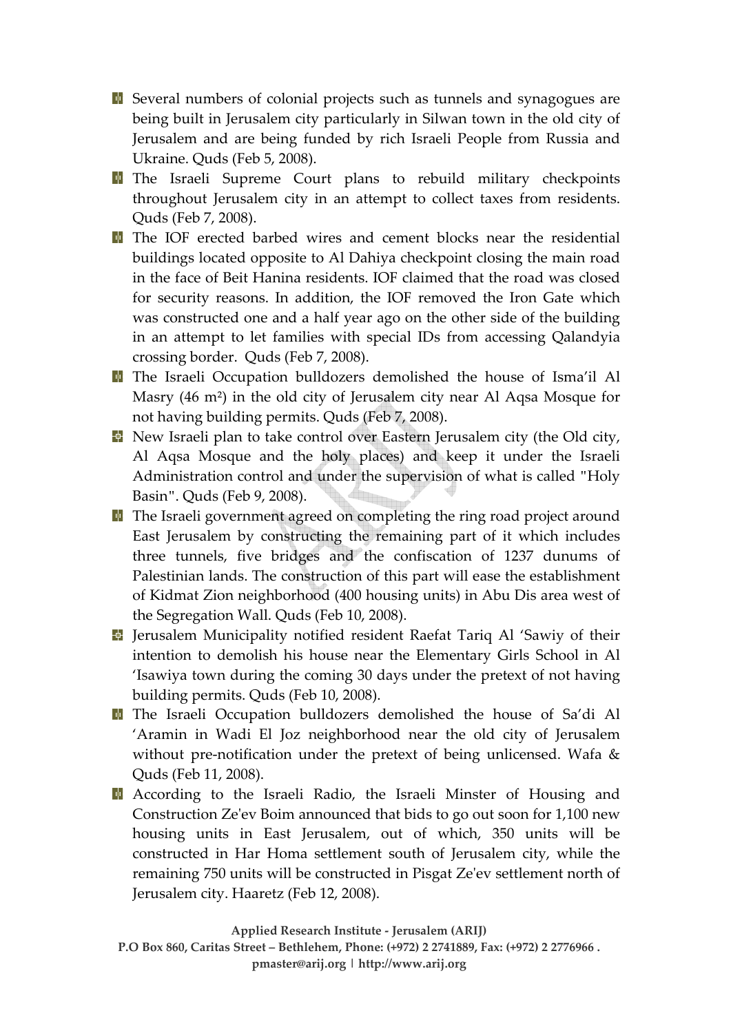- Several numbers of colonial projects such as tunnels and synagogues are being built in Jerusalem city particularly in Silwan town in the old city of Jerusalem and are being funded by rich Israeli People from Russia and Ukraine. Quds (Feb 5, 2008).
- The Israeli Supreme Court plans to rebuild military checkpoints throughout Jerusalem city in an attempt to collect taxes from residents. Quds (Feb 7, 2008).
- The IOF erected barbed wires and cement blocks near the residential buildings located opposite to Al Dahiya checkpoint closing the main road in the face of Beit Hanina residents. IOF claimed that the road was closed for security reasons. In addition, the IOF removed the Iron Gate which was constructed one and a half year ago on the other side of the building in an attempt to let families with special IDs from accessing Qalandyia crossing border. Quds (Feb 7, 2008).
- The Israeli Occupation bulldozers demolished the house of Isma'il Al Masry (46 m²) in the old city of Jerusalem city near Al Aqsa Mosque for not having building permits. Quds (Feb 7, 2008).
- New Israeli plan to take control over Eastern Jerusalem city (the Old city, Al Aqsa Mosque and the holy places) and keep it under the Israeli Administration control and under the supervision of what is called "Holy Basin". Quds (Feb 9, 2008).
- The Israeli government agreed on completing the ring road project around East Jerusalem by constructing the remaining part of it which includes three tunnels, five bridges and the confiscation of 1237 dunums of Palestinian lands. The construction of this part will ease the establishment of Kidmat Zion neighborhood (400 housing units) in Abu Dis area west of the Segregation Wall. Quds (Feb 10, 2008).
- Jerusalem Municipality notified resident Raefat Tariq Al 'Sawiy of their intention to demolish his house near the Elementary Girls School in Al 'Isawiya town during the coming 30 days under the pretext of not having building permits. Quds (Feb 10, 2008).
- The Israeli Occupation bulldozers demolished the house of Sa'di Al 'Aramin in Wadi El Joz neighborhood near the old city of Jerusalem without pre-notification under the pretext of being unlicensed. Wafa & Quds (Feb 11, 2008).
- According to the Israeli Radio, the Israeli Minster of Housing and Construction Ze'ev Boim announced that bids to go out soon for 1,100 new housing units in East Jerusalem, out of which, 350 units will be constructed in Har Homa settlement south of Jerusalem city, while the remaining 750 units will be constructed in Pisgat Ze'ev settlement north of Jerusalem city. Haaretz (Feb 12, 2008).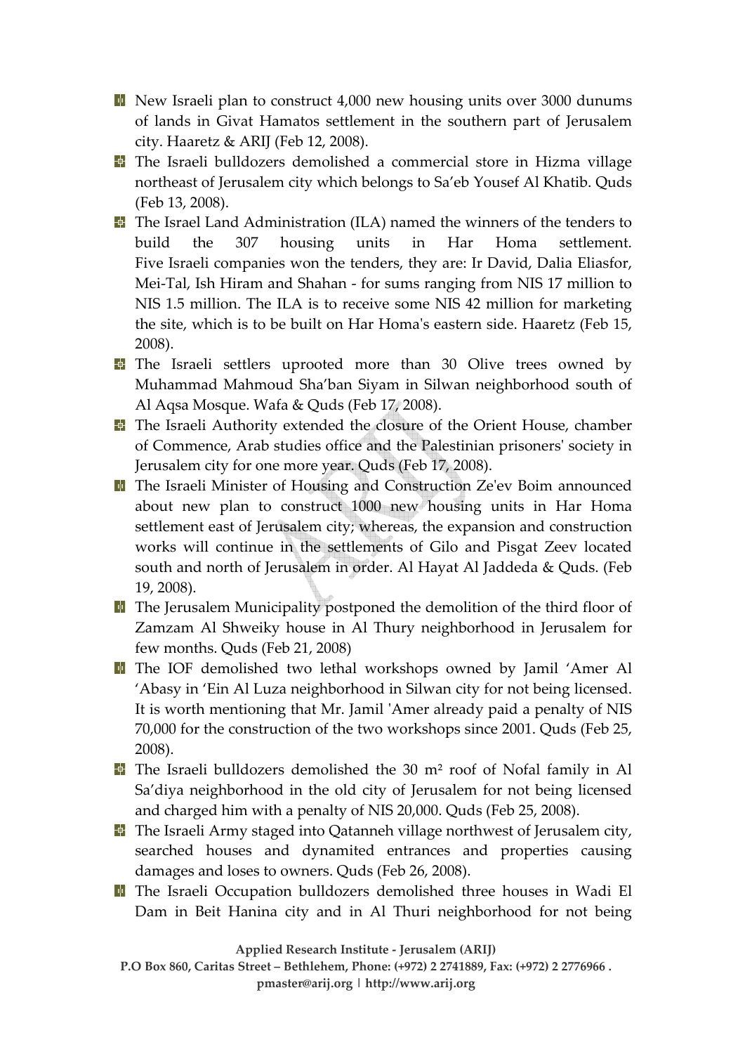- New Israeli plan to construct 4,000 new housing units over 3000 dunums of lands in Givat Hamatos settlement in the southern part of Jerusalem city. Haaretz & ARIJ (Feb 12, 2008).
- The Israeli bulldozers demolished a commercial store in Hizma village northeast of Jerusalem city which belongs to Sa'eb Yousef Al Khatib. Quds (Feb 13, 2008).
- The Israel Land Administration (ILA) named the winners of the tenders to build the 307 housing units in Har Homa settlement. Five Israeli companies won the tenders, they are: Ir David, Dalia Eliasfor, Mei-Tal, Ish Hiram and Shahan - for sums ranging from NIS 17 million to NIS 1.5 million. The ILA is to receive some NIS 42 million for marketing the site, which is to be built on Har Homa's eastern side. Haaretz (Feb 15, 2008).
- The Israeli settlers uprooted more than 30 Olive trees owned by Muhammad Mahmoud Sha'ban Siyam in Silwan neighborhood south of Al Aqsa Mosque. Wafa & Quds (Feb 17, 2008).
- The Israeli Authority extended the closure of the Orient House, chamber of Commence, Arab studies office and the Palestinian prisoners' society in Jerusalem city for one more year. Quds (Feb 17, 2008).
- The Israeli Minister of Housing and Construction Ze'ev Boim announced about new plan to construct 1000 new housing units in Har Homa settlement east of Jerusalem city; whereas, the expansion and construction works will continue in the settlements of Gilo and Pisgat Zeev located south and north of Jerusalem in order. Al Hayat Al Jaddeda & Quds. (Feb 19, 2008).
- The Jerusalem Municipality postponed the demolition of the third floor of Zamzam Al Shweiky house in Al Thury neighborhood in Jerusalem for few months. Quds (Feb 21, 2008)
- The IOF demolished two lethal workshops owned by Jamil 'Amer Al 'Abasy in 'Ein Al Luza neighborhood in Silwan city for not being licensed. It is worth mentioning that Mr. Jamil 'Amer already paid a penalty of NIS 70,000 for the construction of the two workshops since 2001. Quds (Feb 25, 2008).
- The Israeli bulldozers demolished the 30 m² roof of Nofal family in Al Sa'diya neighborhood in the old city of Jerusalem for not being licensed and charged him with a penalty of NIS 20,000. Quds (Feb 25, 2008).
- The Israeli Army staged into Qatanneh village northwest of Jerusalem city, searched houses and dynamited entrances and properties causing damages and loses to owners. Quds (Feb 26, 2008).
- The Israeli Occupation bulldozers demolished three houses in Wadi El Dam in Beit Hanina city and in Al Thuri neighborhood for not being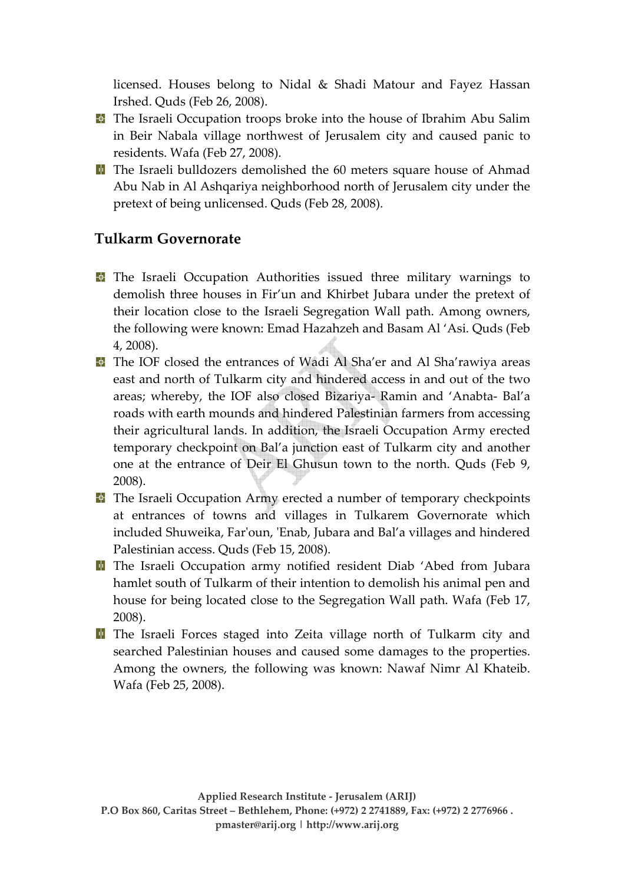licensed. Houses belong to Nidal & Shadi Matour and Fayez Hassan Irshed. Quds (Feb 26, 2008).

- The Israeli Occupation troops broke into the house of Ibrahim Abu Salim in Beir Nabala village northwest of Jerusalem city and caused panic to residents. Wafa (Feb 27, 2008).
- The Israeli bulldozers demolished the 60 meters square house of Ahmad Abu Nab in Al Ashqariya neighborhood north of Jerusalem city under the pretext of being unlicensed. Quds (Feb 28, 2008).

## Tulkarm Governorate

- The Israeli Occupation Authorities issued three military warnings to demolish three houses in Fir'un and Khirbet Jubara under the pretext of their location close to the Israeli Segregation Wall path. Among owners, the following were known: Emad Hazahzeh and Basam Al 'Asi. Quds (Feb 4, 2008).
- The IOF closed the entrances of Wadi Al Sha'er and Al Sha'rawiya areas east and north of Tulkarm city and hindered access in and out of the two areas; whereby, the IOF also closed Bizariya- Ramin and 'Anabta- Bal'a roads with earth mounds and hindered Palestinian farmers from accessing their agricultural lands. In addition, the Israeli Occupation Army erected temporary checkpoint on Bal'a junction east of Tulkarm city and another one at the entrance of Deir El Ghusun town to the north. Quds (Feb 9, 2008).
- The Israeli Occupation Army erected a number of temporary checkpoints at entrances of towns and villages in Tulkarem Governorate which included Shuweika, Far'oun, 'Enab, Jubara and Bal'a villages and hindered Palestinian access. Quds (Feb 15, 2008).
- The Israeli Occupation army notified resident Diab 'Abed from Jubara hamlet south of Tulkarm of their intention to demolish his animal pen and house for being located close to the Segregation Wall path. Wafa (Feb 17, 2008).
- The Israeli Forces staged into Zeita village north of Tulkarm city and searched Palestinian houses and caused some damages to the properties. Among the owners, the following was known: Nawaf Nimr Al Khateib. Wafa (Feb 25, 2008).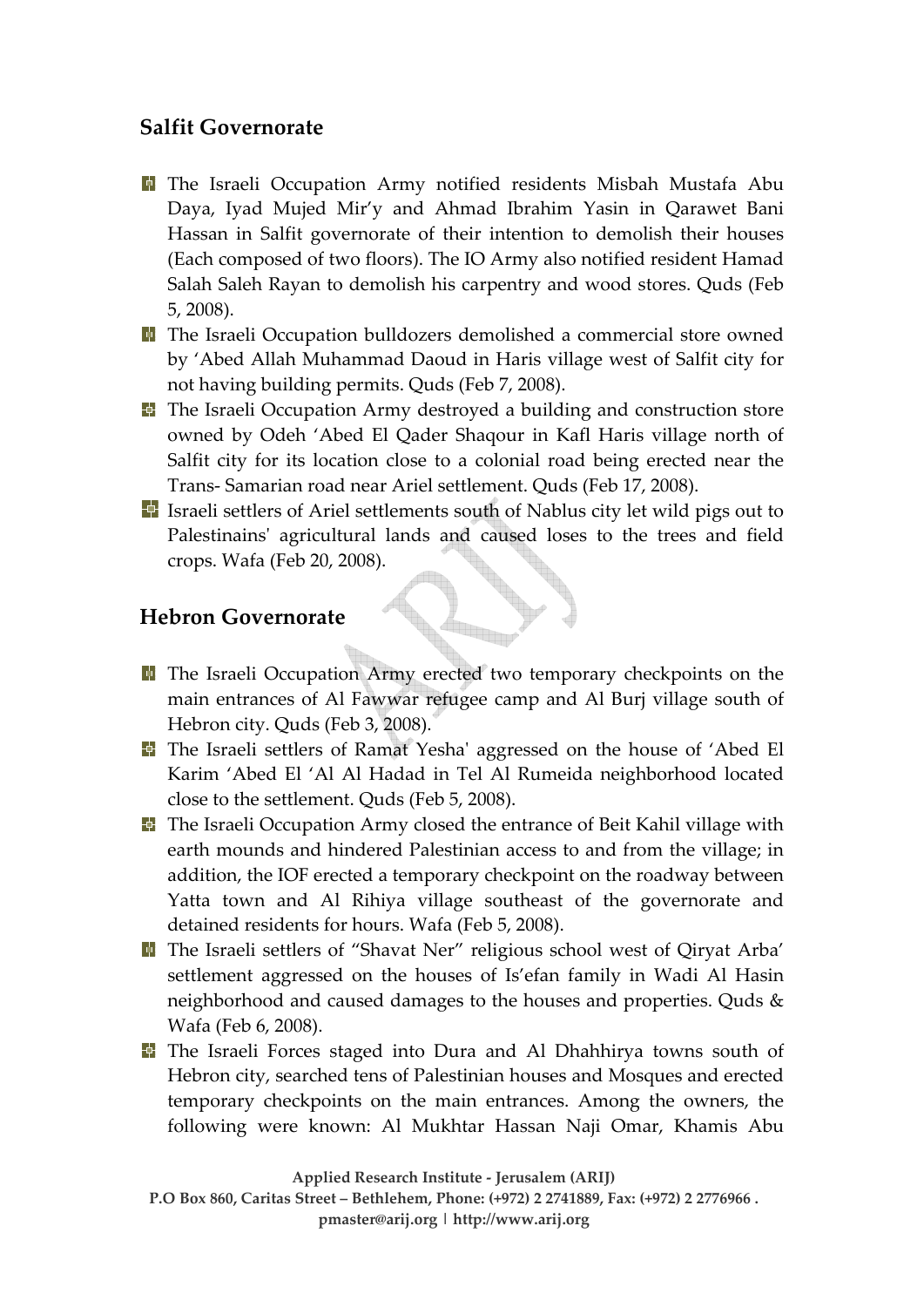## Salfit Governorate

- The Israeli Occupation Army notified residents Misbah Mustafa Abu Daya, Iyad Mujed Mir'y and Ahmad Ibrahim Yasin in Qarawet Bani Hassan in Salfit governorate of their intention to demolish their houses (Each composed of two floors). The IO Army also notified resident Hamad Salah Saleh Rayan to demolish his carpentry and wood stores. Quds (Feb 5, 2008).
- The Israeli Occupation bulldozers demolished a commercial store owned by 'Abed Allah Muhammad Daoud in Haris village west of Salfit city for not having building permits. Quds (Feb 7, 2008).
- The Israeli Occupation Army destroyed a building and construction store owned by Odeh 'Abed El Qader Shaqour in Kafl Haris village north of Salfit city for its location close to a colonial road being erected near the Trans- Samarian road near Ariel settlement. Quds (Feb 17, 2008).
- Israeli settlers of Ariel settlements south of Nablus city let wild pigs out to Palestinains' agricultural lands and caused loses to the trees and field crops. Wafa (Feb 20, 2008).

## Hebron Governorate

- The Israeli Occupation Army erected two temporary checkpoints on the main entrances of Al Fawwar refugee camp and Al Burj village south of Hebron city. Quds (Feb 3, 2008).
- The Israeli settlers of Ramat Yesha' aggressed on the house of 'Abed El Karim 'Abed El 'Al Al Hadad in Tel Al Rumeida neighborhood located close to the settlement. Quds (Feb 5, 2008).
- The Israeli Occupation Army closed the entrance of Beit Kahil village with earth mounds and hindered Palestinian access to and from the village; in addition, the IOF erected a temporary checkpoint on the roadway between Yatta town and Al Rihiya village southeast of the governorate and detained residents for hours. Wafa (Feb 5, 2008).
- The Israeli settlers of "Shavat Ner" religious school west of Qiryat Arba' settlement aggressed on the houses of Is'efan family in Wadi Al Hasin neighborhood and caused damages to the houses and properties. Quds & Wafa (Feb 6, 2008).
- The Israeli Forces staged into Dura and Al Dhahhirya towns south of Hebron city, searched tens of Palestinian houses and Mosques and erected temporary checkpoints on the main entrances. Among the owners, the following were known: Al Mukhtar Hassan Naji Omar, Khamis Abu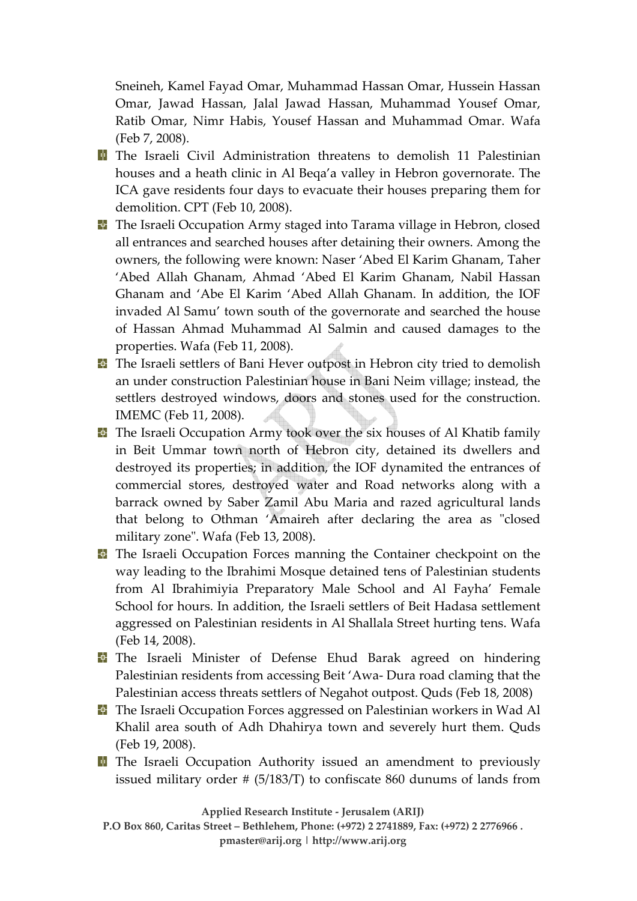Sneineh, Kamel Fayad Omar, Muhammad Hassan Omar, Hussein Hassan Omar, Jawad Hassan, Jalal Jawad Hassan, Muhammad Yousef Omar, Ratib Omar, Nimr Habis, Yousef Hassan and Muhammad Omar. Wafa (Feb 7, 2008).

- The Israeli Civil Administration threatens to demolish 11 Palestinian houses and a heath clinic in Al Beqa'a valley in Hebron governorate. The ICA gave residents four days to evacuate their houses preparing them for demolition. CPT (Feb 10, 2008).
- The Israeli Occupation Army staged into Tarama village in Hebron, closed all entrances and searched houses after detaining their owners. Among the owners, the following were known: Naser 'Abed El Karim Ghanam, Taher 'Abed Allah Ghanam, Ahmad 'Abed El Karim Ghanam, Nabil Hassan Ghanam and 'Abe El Karim 'Abed Allah Ghanam. In addition, the IOF invaded Al Samu' town south of the governorate and searched the house of Hassan Ahmad Muhammad Al Salmin and caused damages to the properties. Wafa (Feb 11, 2008).
- The Israeli settlers of Bani Hever outpost in Hebron city tried to demolish an under construction Palestinian house in Bani Neim village; instead, the settlers destroyed windows, doors and stones used for the construction. IMEMC (Feb 11, 2008).
- The Israeli Occupation Army took over the six houses of Al Khatib family in Beit Ummar town north of Hebron city, detained its dwellers and destroyed its properties; in addition, the IOF dynamited the entrances of commercial stores, destroyed water and Road networks along with a barrack owned by Saber Zamil Abu Maria and razed agricultural lands that belong to Othman 'Amaireh after declaring the area as "closed military zone". Wafa (Feb 13, 2008).
- The Israeli Occupation Forces manning the Container checkpoint on the way leading to the Ibrahimi Mosque detained tens of Palestinian students from Al Ibrahimiyia Preparatory Male School and Al Fayha' Female School for hours. In addition, the Israeli settlers of Beit Hadasa settlement aggressed on Palestinian residents in Al Shallala Street hurting tens. Wafa (Feb 14, 2008).
- The Israeli Minister of Defense Ehud Barak agreed on hindering Palestinian residents from accessing Beit 'Awa- Dura road claming that the Palestinian access threats settlers of Negahot outpost. Quds (Feb 18, 2008)
- The Israeli Occupation Forces aggressed on Palestinian workers in Wad Al Khalil area south of Adh Dhahirya town and severely hurt them. Quds (Feb 19, 2008).
- The Israeli Occupation Authority issued an amendment to previously issued military order # (5/183/T) to confiscate 860 dunums of lands from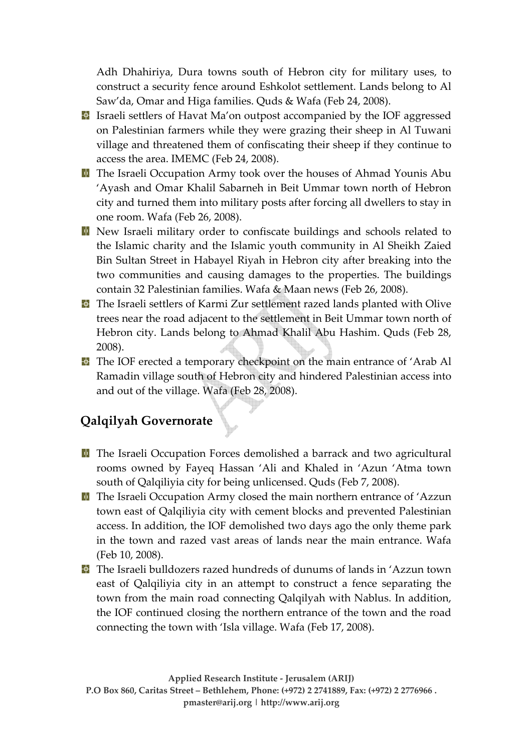Adh Dhahiriya, Dura towns south of Hebron city for military uses, to construct a security fence around Eshkolot settlement. Lands belong to Al Saw'da, Omar and Higa families. Quds & Wafa (Feb 24, 2008).

- Israeli settlers of Havat Ma'on outpost accompanied by the IOF aggressed on Palestinian farmers while they were grazing their sheep in Al Tuwani village and threatened them of confiscating their sheep if they continue to access the area. IMEMC (Feb 24, 2008).
- The Israeli Occupation Army took over the houses of Ahmad Younis Abu 'Ayash and Omar Khalil Sabarneh in Beit Ummar town north of Hebron city and turned them into military posts after forcing all dwellers to stay in one room. Wafa (Feb 26, 2008).
- New Israeli military order to confiscate buildings and schools related to the Islamic charity and the Islamic youth community in Al Sheikh Zaied Bin Sultan Street in Habayel Riyah in Hebron city after breaking into the two communities and causing damages to the properties. The buildings contain 32 Palestinian families. Wafa & Maan news (Feb 26, 2008).
- The Israeli settlers of Karmi Zur settlement razed lands planted with Olive trees near the road adjacent to the settlement in Beit Ummar town north of Hebron city. Lands belong to Ahmad Khalil Abu Hashim. Quds (Feb 28, 2008).
- The IOF erected a temporary checkpoint on the main entrance of 'Arab Al Ramadin village south of Hebron city and hindered Palestinian access into and out of the village. Wafa (Feb 28, 2008).

## Qalqilyah Governorate

- The Israeli Occupation Forces demolished a barrack and two agricultural rooms owned by Fayeq Hassan 'Ali and Khaled in 'Azun 'Atma town south of Qalqiliyia city for being unlicensed. Quds (Feb 7, 2008).
- The Israeli Occupation Army closed the main northern entrance of 'Azzun town east of Qalqiliyia city with cement blocks and prevented Palestinian access. In addition, the IOF demolished two days ago the only theme park in the town and razed vast areas of lands near the main entrance. Wafa (Feb 10, 2008).
- The Israeli bulldozers razed hundreds of dunums of lands in 'Azzun town east of Qalqiliyia city in an attempt to construct a fence separating the town from the main road connecting Qalqilyah with Nablus. In addition, the IOF continued closing the northern entrance of the town and the road connecting the town with 'Isla village. Wafa (Feb 17, 2008).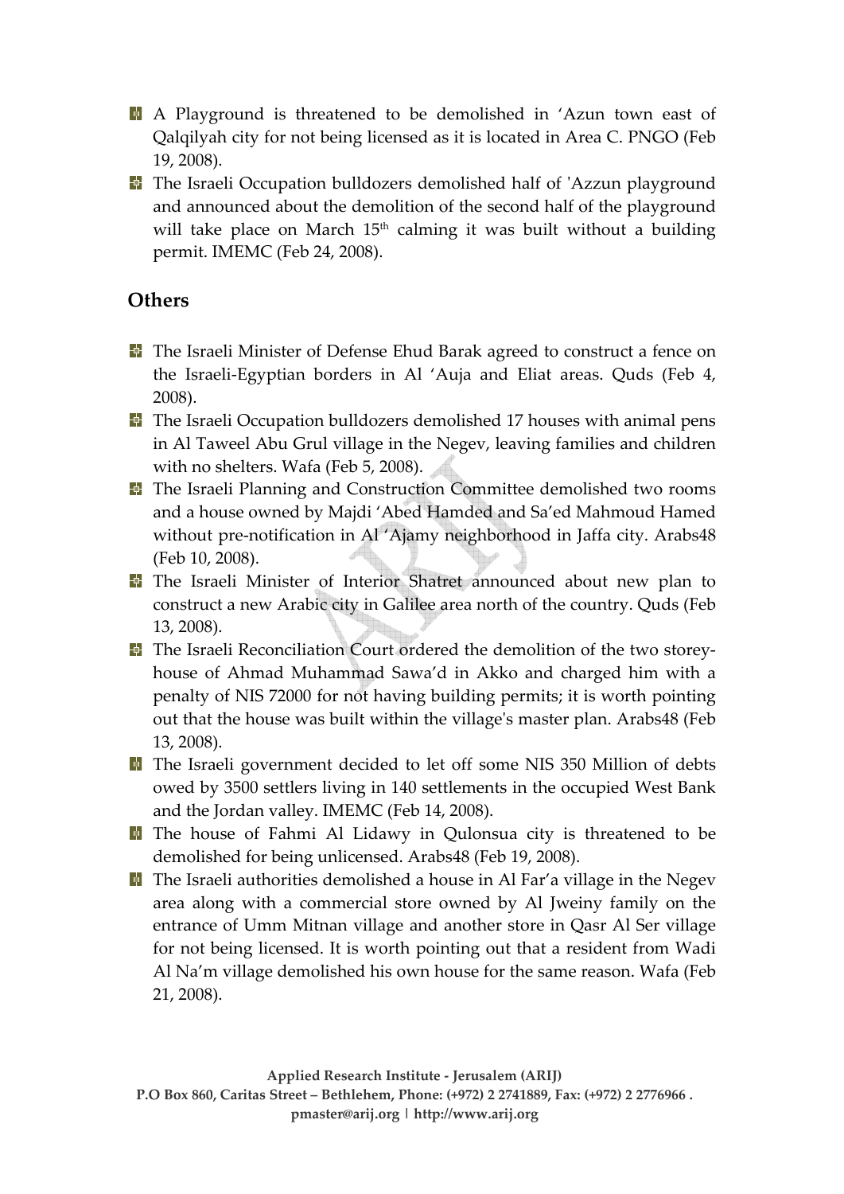- A Playground is threatened to be demolished in 'Azun town east of Qalqilyah city for not being licensed as it is located in Area C. PNGO (Feb 19, 2008).
- The Israeli Occupation bulldozers demolished half of 'Azzun playground and announced about the demolition of the second half of the playground will take place on March 15th calming it was built without a building permit. IMEMC (Feb 24, 2008).

## Others

- The Israeli Minister of Defense Ehud Barak agreed to construct a fence on the Israeli-Egyptian borders in Al 'Auja and Eliat areas. Quds (Feb 4, 2008).
- The Israeli Occupation bulldozers demolished 17 houses with animal pens in Al Taweel Abu Grul village in the Negev, leaving families and children with no shelters. Wafa (Feb 5, 2008).
- The Israeli Planning and Construction Committee demolished two rooms and a house owned by Majdi 'Abed Hamded and Sa'ed Mahmoud Hamed without pre-notification in Al 'Ajamy neighborhood in Jaffa city. Arabs48 (Feb 10, 2008).
- The Israeli Minister of Interior Shatret announced about new plan to construct a new Arabic city in Galilee area north of the country. Quds (Feb 13, 2008).
- The Israeli Reconciliation Court ordered the demolition of the two storey-house of Ahmad Muhammad Sawa'd in Akko and charged him with a penalty of NIS 72000 for not having building permits; it is worth pointing out that the house was built within the village's master plan. Arabs48 (Feb 13, 2008).
- The Israeli government decided to let off some NIS 350 Million of debts owed by 3500 settlers living in 140 settlements in the occupied West Bank and the Jordan valley. IMEMC (Feb 14, 2008).
- The house of Fahmi Al Lidawy in Qulonsua city is threatened to be demolished for being unlicensed. Arabs48 (Feb 19, 2008).
- The Israeli authorities demolished a house in Al Far'a village in the Negev area along with a commercial store owned by Al Jweiny family on the entrance of Umm Mitnan village and another store in Qasr Al Ser village for not being licensed. It is worth pointing out that a resident from Wadi Al Na'm village demolished his own house for the same reason. Wafa (Feb 21, 2008).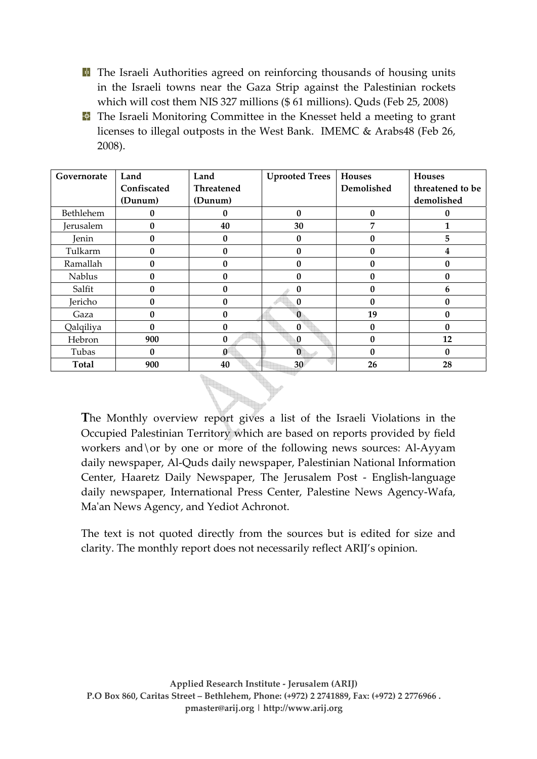- The Israeli Authorities agreed on reinforcing thousands of housing units in the Israeli towns near the Gaza Strip against the Palestinian rockets which will cost them NIS 327 millions ($ 61 millions). Quds (Feb 25, 2008)
- The Israeli Monitoring Committee in the Knesset held a meeting to grant licenses to illegal outposts in the West Bank. IMEMC & Arabs48 (Feb 26, 2008).

| Governorate | Land Confiscated (Dunum) | Land Threatened (Dunum) | Uprooted Trees | Houses Demolished | Houses threatened to be demolished |
|---|---|---|---|---|---|
| Bethlehem | 0 | 0 | 0 | 0 | 0 |
| Jerusalem | 0 | 40 | 30 | 7 | 1 |
| Jenin | 0 | 0 | 0 | 0 | 5 |
| Tulkarm | 0 | 0 | 0 | 0 | 4 |
| Ramallah | 0 | 0 | 0 | 0 | 0 |
| Nablus | 0 | 0 | 0 | 0 | 0 |
| Salfit | 0 | 0 | 0 | 0 | 6 |
| Jericho | 0 | 0 | 0 | 0 | 0 |
| Gaza | 0 | 0 | 0 | 19 | 0 |
| Qalqiliya | 0 | 0 | 0 | 0 | 0 |
| Hebron | 900 | 0 | 0 | 0 | 12 |
| Tubas | 0 | 0 | 0 | 0 | 0 |
| **Total** | **900** | **40** | **30** | **26** | **28** |

**T**he Monthly overview report gives a list of the Israeli Violations in the Occupied Palestinian Territory which are based on reports provided by field workers and\or by one or more of the following news sources: Al-Ayyam daily newspaper, Al-Quds daily newspaper, Palestinian National Information Center, Haaretz Daily Newspaper, The Jerusalem Post - English-language daily newspaper, International Press Center, Palestine News Agency-Wafa, Ma'an News Agency, and Yediot Achronot.

The text is not quoted directly from the sources but is edited for size and clarity. The monthly report does not necessarily reflect ARIJ's opinion.

**Applied Research Institute - Jerusalem (ARIJ)**
**P.O Box 860, Caritas Street – Bethlehem, Phone: (+972) 2 2741889, Fax: (+972) 2 2776966 .**
**pmaster@arij.org | http://www.arij.org**